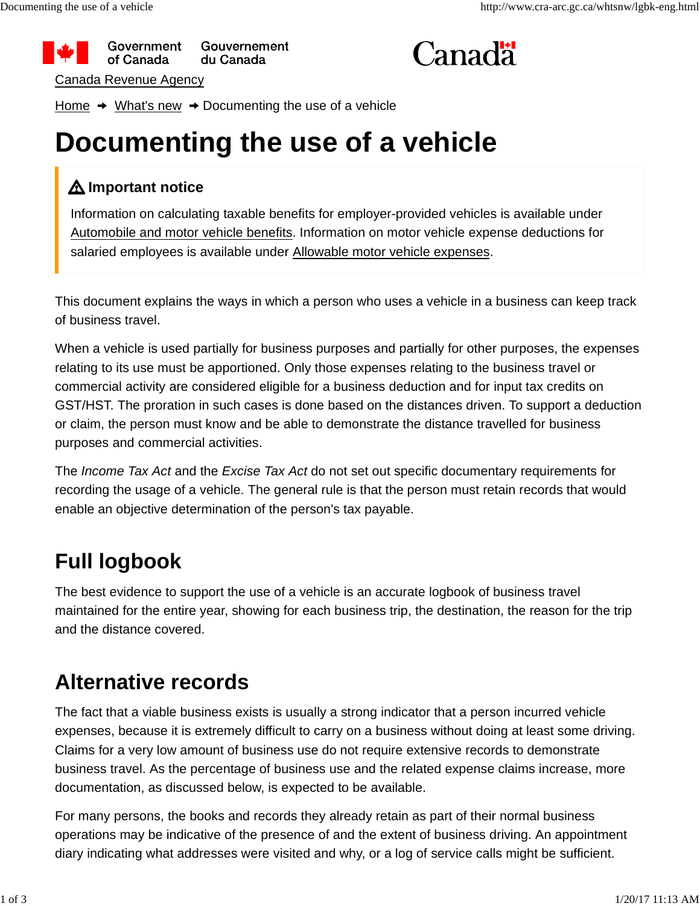Canada Revenue Agency

Home → What's new → Documenting the use of a vehicle

# Documenting the use of a vehicle

> **Important notice**
>
> Information on calculating taxable benefits for employer-provided vehicles is available under Automobile and motor vehicle benefits. Information on motor vehicle expense deductions for salaried employees is available under Allowable motor vehicle expenses.

This document explains the ways in which a person who uses a vehicle in a business can keep track of business travel.

When a vehicle is used partially for business purposes and partially for other purposes, the expenses relating to its use must be apportioned. Only those expenses relating to the business travel or commercial activity are considered eligible for a business deduction and for input tax credits on GST/HST. The proration in such cases is done based on the distances driven. To support a deduction or claim, the person must know and be able to demonstrate the distance travelled for business purposes and commercial activities.

The *Income Tax Act* and the *Excise Tax Act* do not set out specific documentary requirements for recording the usage of a vehicle. The general rule is that the person must retain records that would enable an objective determination of the person's tax payable.

## Full logbook

The best evidence to support the use of a vehicle is an accurate logbook of business travel maintained for the entire year, showing for each business trip, the destination, the reason for the trip and the distance covered.

## Alternative records

The fact that a viable business exists is usually a strong indicator that a person incurred vehicle expenses, because it is extremely difficult to carry on a business without doing at least some driving. Claims for a very low amount of business use do not require extensive records to demonstrate business travel. As the percentage of business use and the related expense claims increase, more documentation, as discussed below, is expected to be available.

For many persons, the books and records they already retain as part of their normal business operations may be indicative of the presence of and the extent of business driving. An appointment diary indicating what addresses were visited and why, or a log of service calls might be sufficient.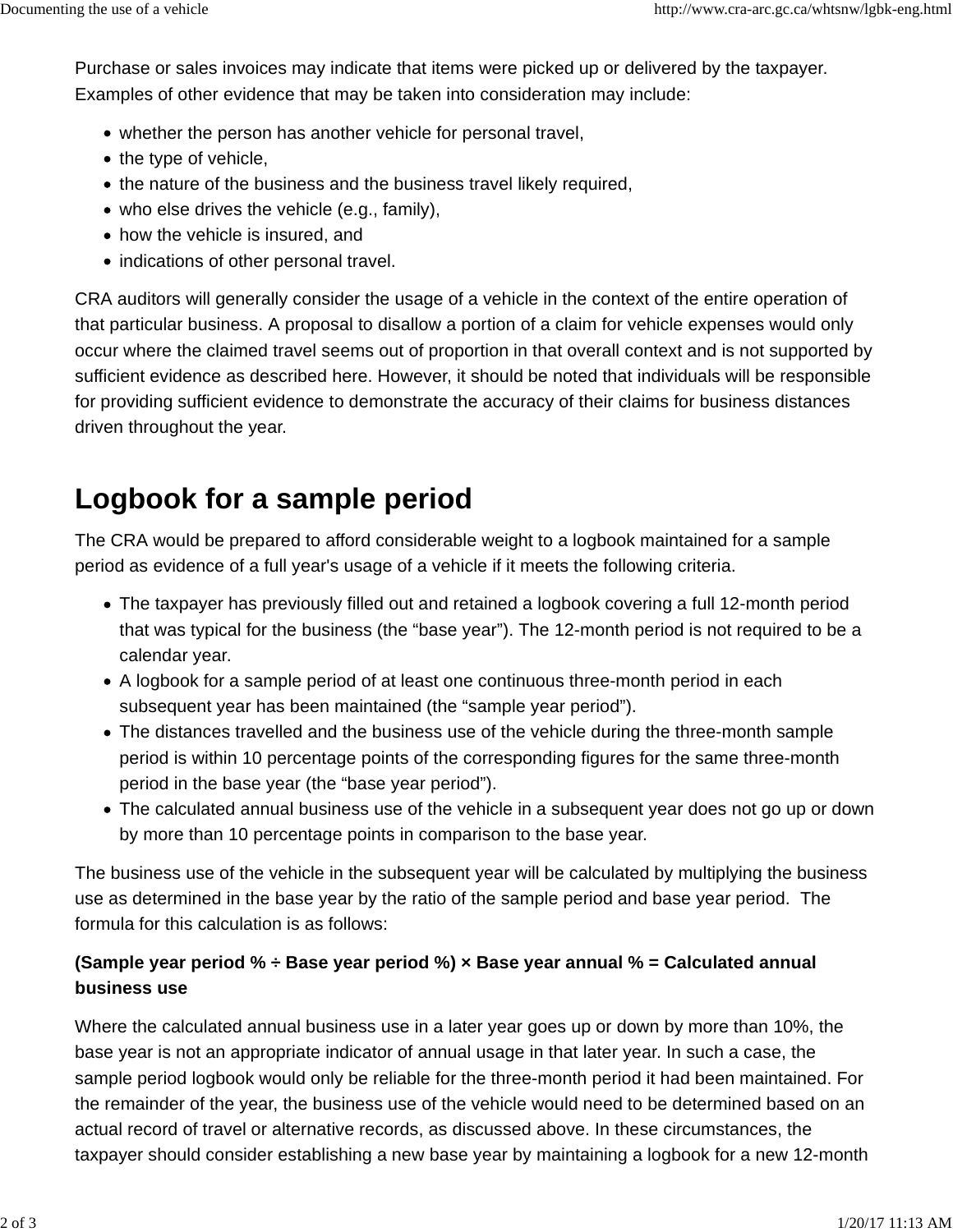Purchase or sales invoices may indicate that items were picked up or delivered by the taxpayer. Examples of other evidence that may be taken into consideration may include:

- whether the person has another vehicle for personal travel,
- the type of vehicle,
- the nature of the business and the business travel likely required,
- who else drives the vehicle (e.g., family),
- how the vehicle is insured, and
- indications of other personal travel.

CRA auditors will generally consider the usage of a vehicle in the context of the entire operation of that particular business. A proposal to disallow a portion of a claim for vehicle expenses would only occur where the claimed travel seems out of proportion in that overall context and is not supported by sufficient evidence as described here. However, it should be noted that individuals will be responsible for providing sufficient evidence to demonstrate the accuracy of their claims for business distances driven throughout the year.

## Logbook for a sample period

The CRA would be prepared to afford considerable weight to a logbook maintained for a sample period as evidence of a full year's usage of a vehicle if it meets the following criteria.

- The taxpayer has previously filled out and retained a logbook covering a full 12-month period that was typical for the business (the “base year”). The 12-month period is not required to be a calendar year.
- A logbook for a sample period of at least one continuous three-month period in each subsequent year has been maintained (the “sample year period”).
- The distances travelled and the business use of the vehicle during the three-month sample period is within 10 percentage points of the corresponding figures for the same three-month period in the base year (the “base year period”).
- The calculated annual business use of the vehicle in a subsequent year does not go up or down by more than 10 percentage points in comparison to the base year.

The business use of the vehicle in the subsequent year will be calculated by multiplying the business use as determined in the base year by the ratio of the sample period and base year period. The formula for this calculation is as follows:

**(Sample year period % ÷ Base year period %) × Base year annual % = Calculated annual business use**

Where the calculated annual business use in a later year goes up or down by more than 10%, the base year is not an appropriate indicator of annual usage in that later year. In such a case, the sample period logbook would only be reliable for the three-month period it had been maintained. For the remainder of the year, the business use of the vehicle would need to be determined based on an actual record of travel or alternative records, as discussed above. In these circumstances, the taxpayer should consider establishing a new base year by maintaining a logbook for a new 12-month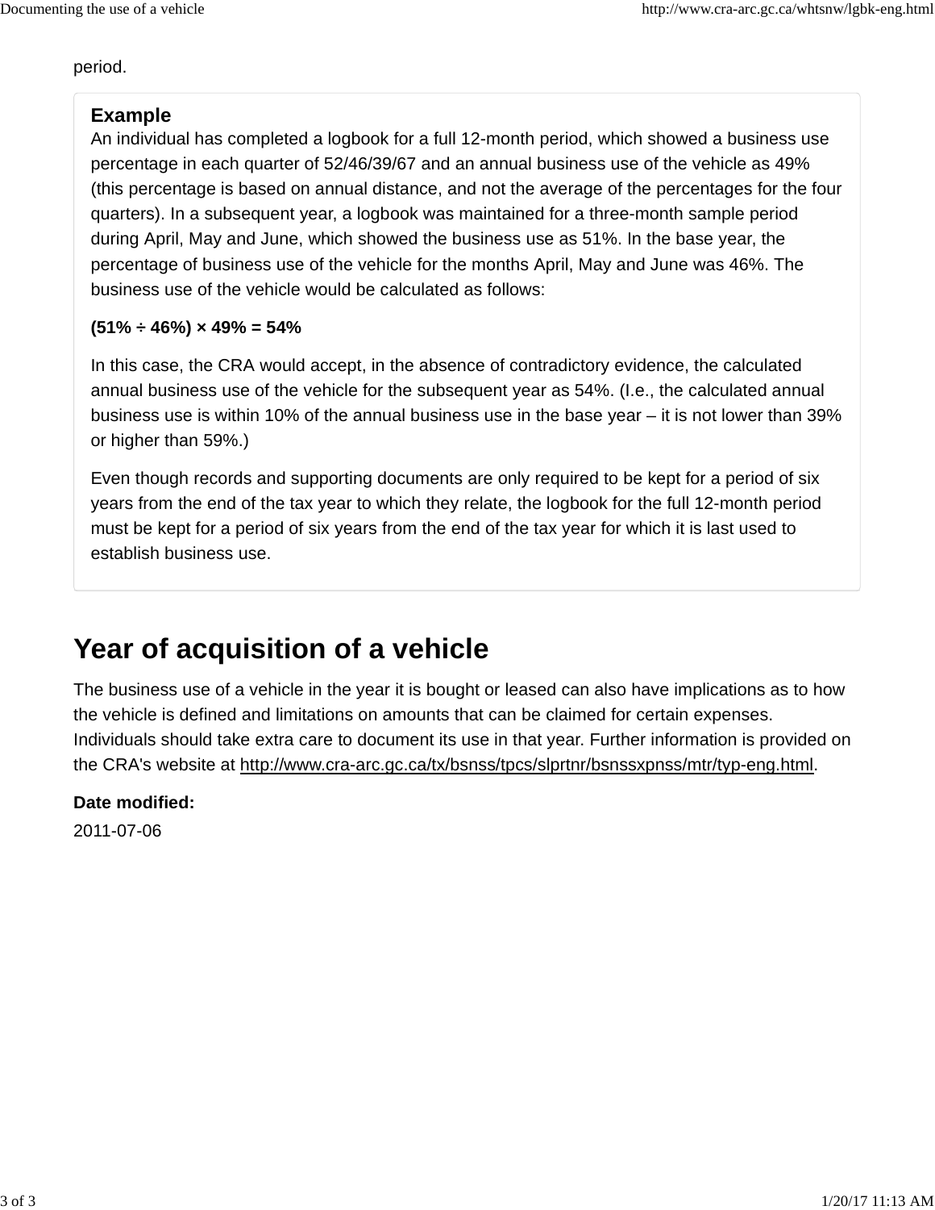period.

**Example**

An individual has completed a logbook for a full 12-month period, which showed a business use percentage in each quarter of 52/46/39/67 and an annual business use of the vehicle as 49% (this percentage is based on annual distance, and not the average of the percentages for the four quarters). In a subsequent year, a logbook was maintained for a three-month sample period during April, May and June, which showed the business use as 51%. In the base year, the percentage of business use of the vehicle for the months April, May and June was 46%. The business use of the vehicle would be calculated as follows:

**(51% ÷ 46%) × 49% = 54%**

In this case, the CRA would accept, in the absence of contradictory evidence, the calculated annual business use of the vehicle for the subsequent year as 54%. (I.e., the calculated annual business use is within 10% of the annual business use in the base year – it is not lower than 39% or higher than 59%.)

Even though records and supporting documents are only required to be kept for a period of six years from the end of the tax year to which they relate, the logbook for the full 12-month period must be kept for a period of six years from the end of the tax year for which it is last used to establish business use.

## Year of acquisition of a vehicle

The business use of a vehicle in the year it is bought or leased can also have implications as to how the vehicle is defined and limitations on amounts that can be claimed for certain expenses. Individuals should take extra care to document its use in that year. Further information is provided on the CRA's website at http://www.cra-arc.gc.ca/tx/bsnss/tpcs/slprtnr/bsnssxpnss/mtr/typ-eng.html.

**Date modified:**

2011-07-06